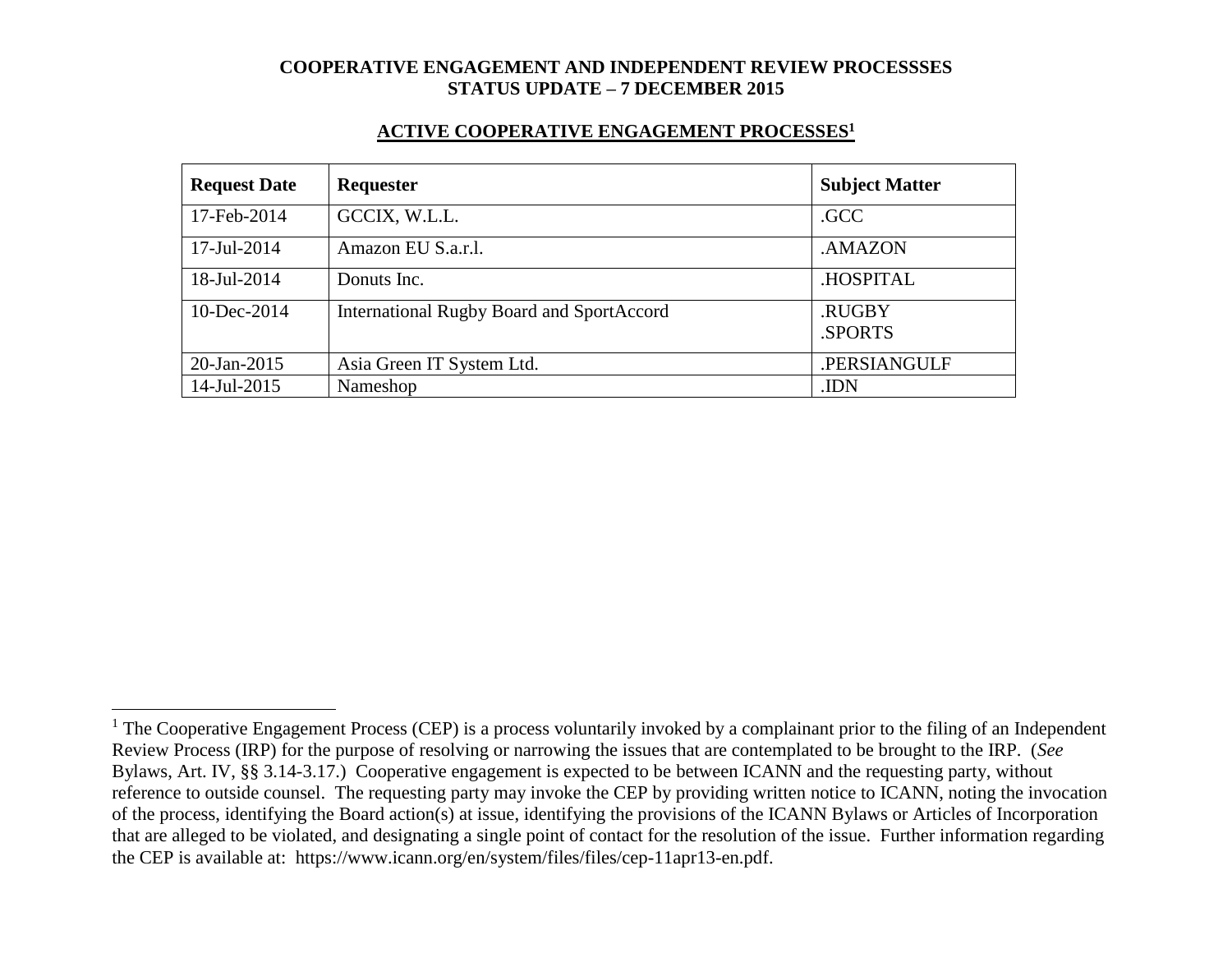**COOPERATIVE ENGAGEMENT AND INDEPENDENT REVIEW PROCESSSES**
**STATUS UPDATE – 7 DECEMBER 2015**

## ACTIVE COOPERATIVE ENGAGEMENT PROCESSES[1]

| Request Date | Requester | Subject Matter |
|---|---|---|
| 17-Feb-2014 | GCCIX, W.L.L. | .GCC |
| 17-Jul-2014 | Amazon EU S.a.r.l. | .AMAZON |
| 18-Jul-2014 | Donuts Inc. | .HOSPITAL |
| 10-Dec-2014 | International Rugby Board and SportAccord | .RUGBY<br>.SPORTS |
| 20-Jan-2015 | Asia Green IT System Ltd. | .PERSIANGULF |
| 14-Jul-2015 | Nameshop | .IDN |

---

[1] The Cooperative Engagement Process (CEP) is a process voluntarily invoked by a complainant prior to the filing of an Independent Review Process (IRP) for the purpose of resolving or narrowing the issues that are contemplated to be brought to the IRP. (*See* Bylaws, Art. IV, §§ 3.14-3.17.) Cooperative engagement is expected to be between ICANN and the requesting party, without reference to outside counsel. The requesting party may invoke the CEP by providing written notice to ICANN, noting the invocation of the process, identifying the Board action(s) at issue, identifying the provisions of the ICANN Bylaws or Articles of Incorporation that are alleged to be violated, and designating a single point of contact for the resolution of the issue. Further information regarding the CEP is available at: https://www.icann.org/en/system/files/files/cep-11apr13-en.pdf.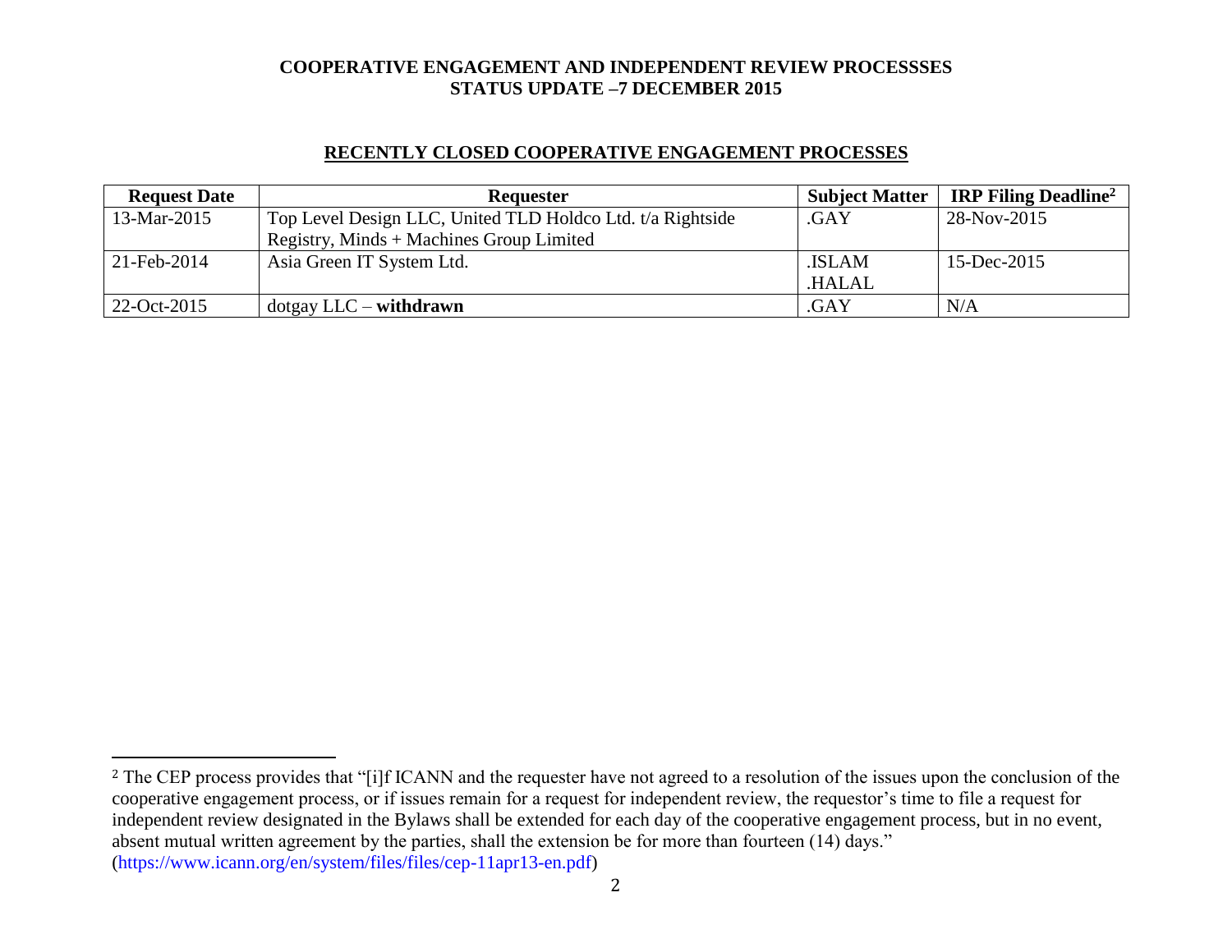**COOPERATIVE ENGAGEMENT AND INDEPENDENT REVIEW PROCESSSES**
**STATUS UPDATE –7 DECEMBER 2015**

## RECENTLY CLOSED COOPERATIVE ENGAGEMENT PROCESSES

| Request Date | Requester | Subject Matter | IRP Filing Deadline[2] |
|---|---|---|---|
| 13-Mar-2015 | Top Level Design LLC, United TLD Holdco Ltd. t/a Rightside Registry, Minds + Machines Group Limited | .GAY | 28-Nov-2015 |
| 21-Feb-2014 | Asia Green IT System Ltd. | .ISLAM .HALAL | 15-Dec-2015 |
| 22-Oct-2015 | dotgay LLC – **withdrawn** | .GAY | N/A |

[2] The CEP process provides that "[i]f ICANN and the requester have not agreed to a resolution of the issues upon the conclusion of the cooperative engagement process, or if issues remain for a request for independent review, the requestor's time to file a request for independent review designated in the Bylaws shall be extended for each day of the cooperative engagement process, but in no event, absent mutual written agreement by the parties, shall the extension be for more than fourteen (14) days." (https://www.icann.org/en/system/files/files/cep-11apr13-en.pdf)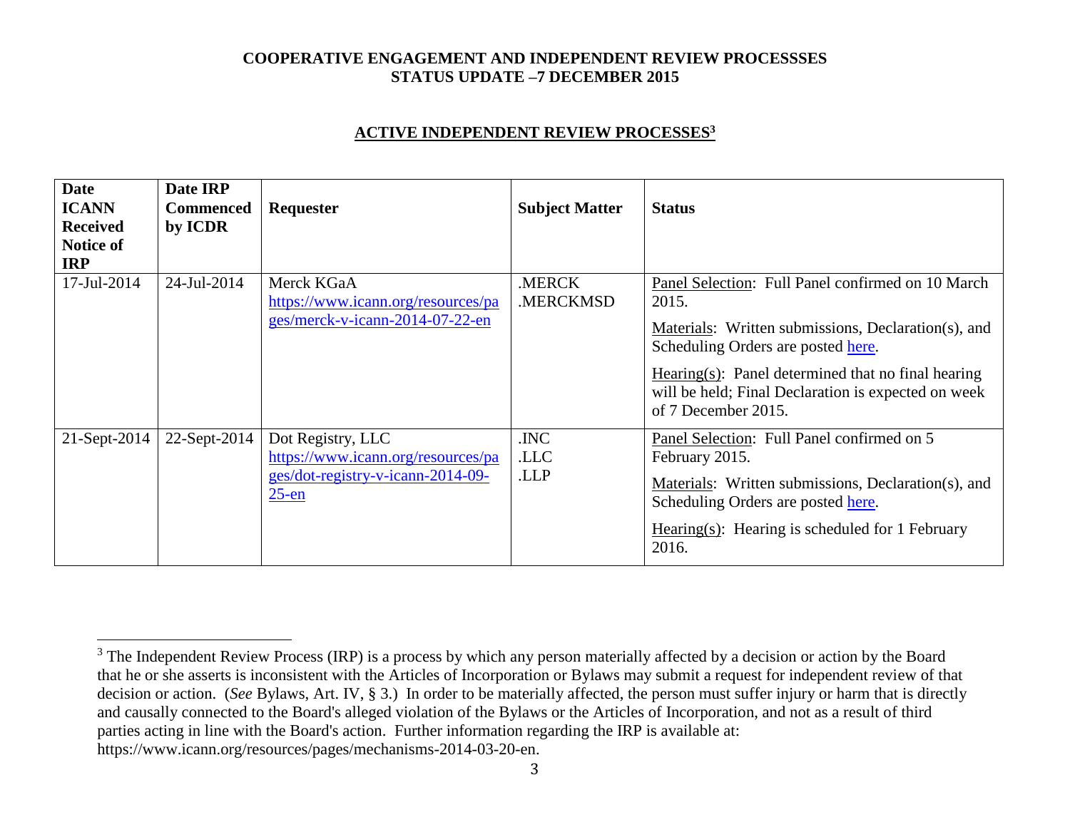**COOPERATIVE ENGAGEMENT AND INDEPENDENT REVIEW PROCESSSES**
**STATUS UPDATE –7 DECEMBER 2015**

## ACTIVE INDEPENDENT REVIEW PROCESSES[3]

| Date ICANN Received Notice of IRP | Date IRP Commenced by ICDR | Requester | Subject Matter | Status |
|---|---|---|---|---|
| 17-Jul-2014 | 24-Jul-2014 | Merck KGaA https://www.icann.org/resources/pages/merck-v-icann-2014-07-22-en | .MERCK .MERCKMSD | Panel Selection: Full Panel confirmed on 10 March 2015. Materials: Written submissions, Declaration(s), and Scheduling Orders are posted here. Hearing(s): Panel determined that no final hearing will be held; Final Declaration is expected on week of 7 December 2015. |
| 21-Sept-2014 | 22-Sept-2014 | Dot Registry, LLC https://www.icann.org/resources/pages/dot-registry-v-icann-2014-09-25-en | .INC .LLC .LLP | Panel Selection: Full Panel confirmed on 5 February 2015. Materials: Written submissions, Declaration(s), and Scheduling Orders are posted here. Hearing(s): Hearing is scheduled for 1 February 2016. |

[3] The Independent Review Process (IRP) is a process by which any person materially affected by a decision or action by the Board that he or she asserts is inconsistent with the Articles of Incorporation or Bylaws may submit a request for independent review of that decision or action. (*See* Bylaws, Art. IV, § 3.) In order to be materially affected, the person must suffer injury or harm that is directly and causally connected to the Board's alleged violation of the Bylaws or the Articles of Incorporation, and not as a result of third parties acting in line with the Board's action. Further information regarding the IRP is available at: https://www.icann.org/resources/pages/mechanisms-2014-03-20-en.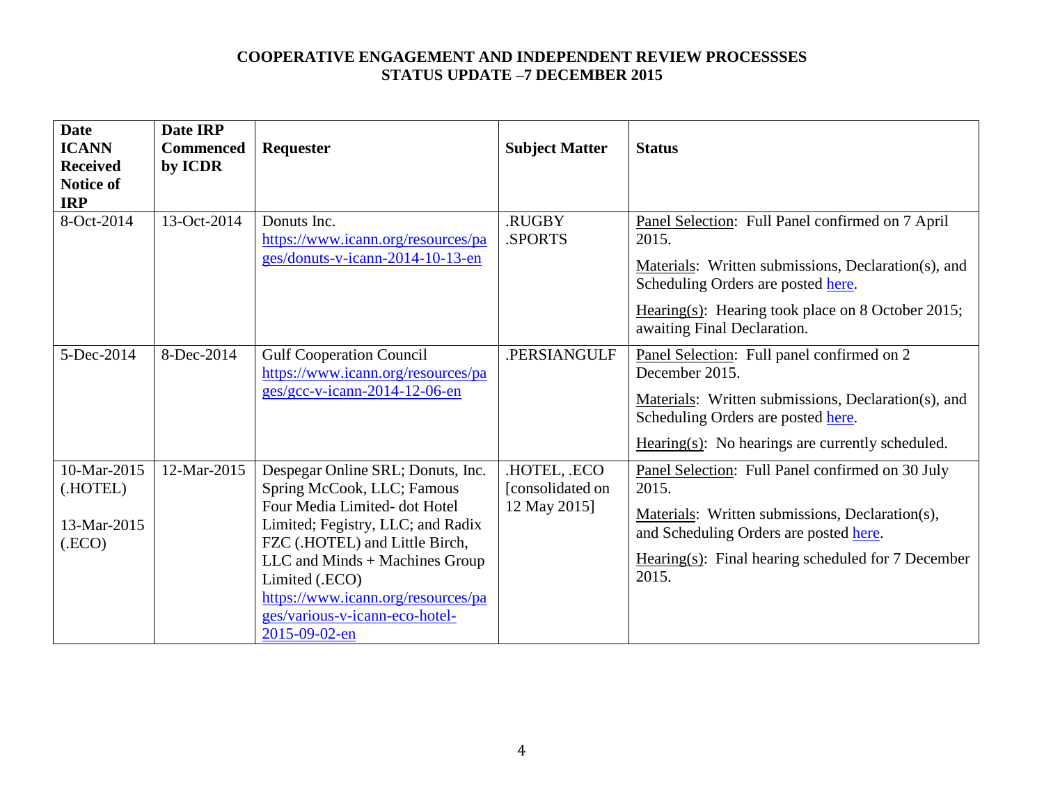**COOPERATIVE ENGAGEMENT AND INDEPENDENT REVIEW PROCESSSES**
**STATUS UPDATE –7 DECEMBER 2015**

| Date ICANN Received Notice of IRP | Date IRP Commenced by ICDR | Requester | Subject Matter | Status |
|---|---|---|---|---|
| 8-Oct-2014 | 13-Oct-2014 | Donuts Inc. https://www.icann.org/resources/pages/donuts-v-icann-2014-10-13-en | .RUGBY .SPORTS | Panel Selection: Full Panel confirmed on 7 April 2015. Materials: Written submissions, Declaration(s), and Scheduling Orders are posted here. Hearing(s): Hearing took place on 8 October 2015; awaiting Final Declaration. |
| 5-Dec-2014 | 8-Dec-2014 | Gulf Cooperation Council https://www.icann.org/resources/pages/gcc-v-icann-2014-12-06-en | .PERSIANGULF | Panel Selection: Full panel confirmed on 2 December 2015. Materials: Written submissions, Declaration(s), and Scheduling Orders are posted here. Hearing(s): No hearings are currently scheduled. |
| 10-Mar-2015 (.HOTEL) 13-Mar-2015 (.ECO) | 12-Mar-2015 | Despegar Online SRL; Donuts, Inc. Spring McCook, LLC; Famous Four Media Limited- dot Hotel Limited; Fegistry, LLC; and Radix FZC (.HOTEL) and Little Birch, LLC and Minds + Machines Group Limited (.ECO) https://www.icann.org/resources/pages/various-v-icann-eco-hotel-2015-09-02-en | .HOTEL, .ECO [consolidated on 12 May 2015] | Panel Selection: Full Panel confirmed on 30 July 2015. Materials: Written submissions, Declaration(s), and Scheduling Orders are posted here. Hearing(s): Final hearing scheduled for 7 December 2015. |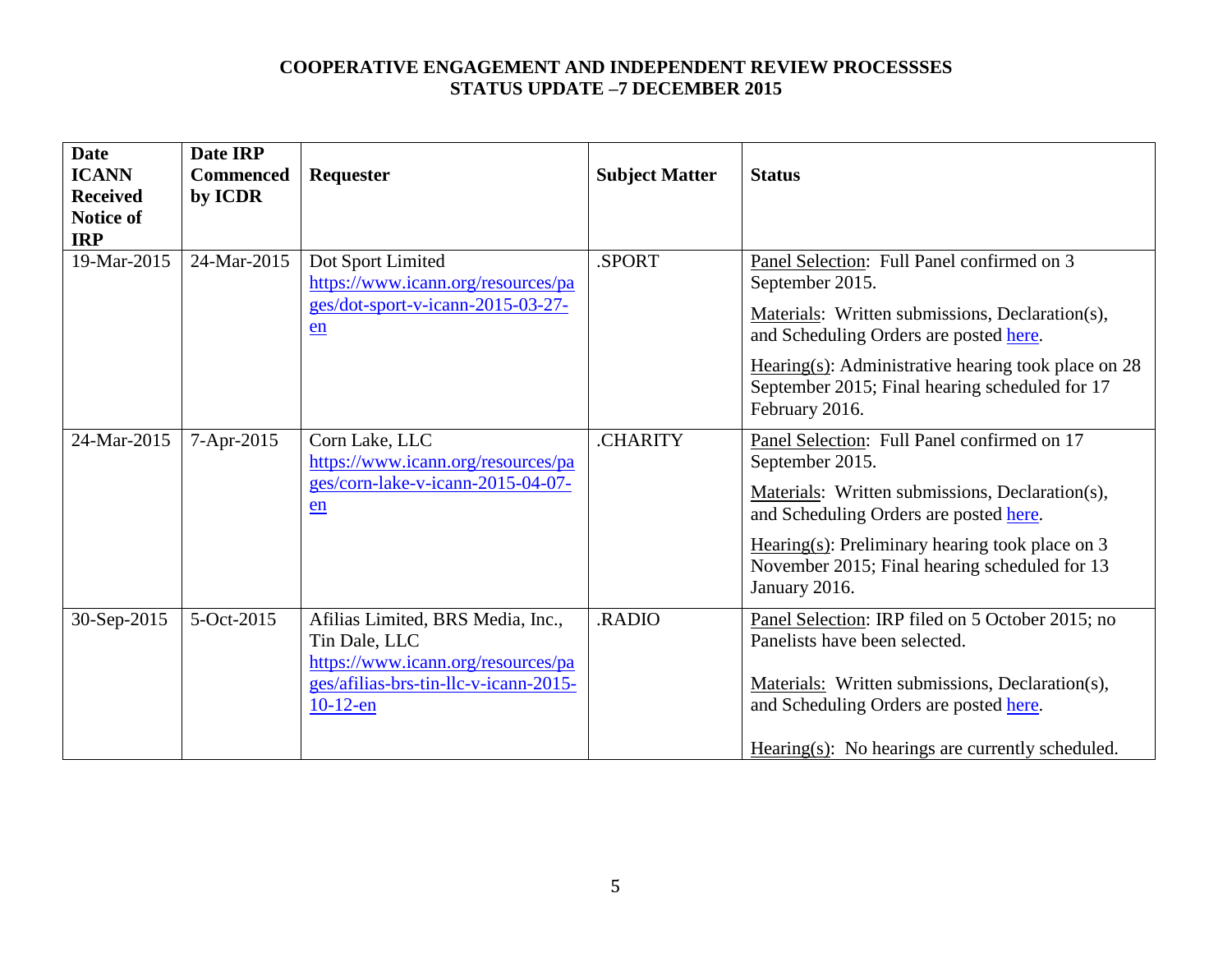**COOPERATIVE ENGAGEMENT AND INDEPENDENT REVIEW PROCESSSES**
**STATUS UPDATE –7 DECEMBER 2015**

| Date ICANN Received Notice of IRP | Date IRP Commenced by ICDR | Requester | Subject Matter | Status |
|---|---|---|---|---|
| 19-Mar-2015 | 24-Mar-2015 | Dot Sport Limited https://www.icann.org/resources/pages/dot-sport-v-icann-2015-03-27-en | .SPORT | Panel Selection: Full Panel confirmed on 3 September 2015.<br>Materials: Written submissions, Declaration(s), and Scheduling Orders are posted here.<br>Hearing(s): Administrative hearing took place on 28 September 2015; Final hearing scheduled for 17 February 2016. |
| 24-Mar-2015 | 7-Apr-2015 | Corn Lake, LLC https://www.icann.org/resources/pages/corn-lake-v-icann-2015-04-07-en | .CHARITY | Panel Selection: Full Panel confirmed on 17 September 2015.<br>Materials: Written submissions, Declaration(s), and Scheduling Orders are posted here.<br>Hearing(s): Preliminary hearing took place on 3 November 2015; Final hearing scheduled for 13 January 2016. |
| 30-Sep-2015 | 5-Oct-2015 | Afilias Limited, BRS Media, Inc., Tin Dale, LLC https://www.icann.org/resources/pages/afilias-brs-tin-llc-v-icann-2015-10-12-en | .RADIO | Panel Selection: IRP filed on 5 October 2015; no Panelists have been selected.<br>Materials: Written submissions, Declaration(s), and Scheduling Orders are posted here.<br>Hearing(s): No hearings are currently scheduled. |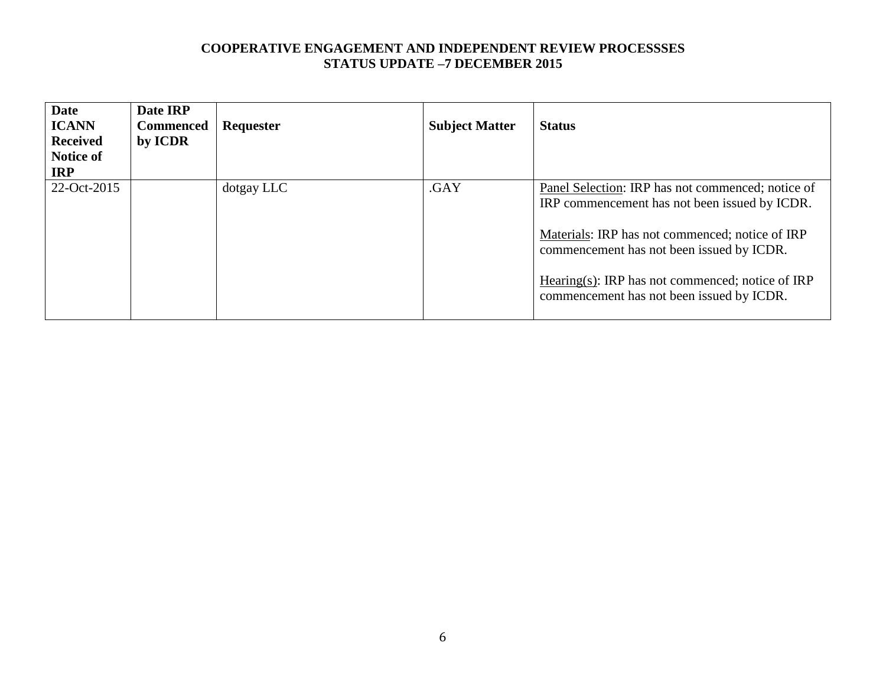**COOPERATIVE ENGAGEMENT AND INDEPENDENT REVIEW PROCESSSES**
**STATUS UPDATE –7 DECEMBER 2015**

| Date ICANN Received Notice of IRP | Date IRP Commenced by ICDR | Requester | Subject Matter | Status |
|---|---|---|---|---|
| 22-Oct-2015 | | dotgay LLC | .GAY | Panel Selection: IRP has not commenced; notice of IRP commencement has not been issued by ICDR.<br><br>Materials: IRP has not commenced; notice of IRP commencement has not been issued by ICDR.<br><br>Hearing(s): IRP has not commenced; notice of IRP commencement has not been issued by ICDR. |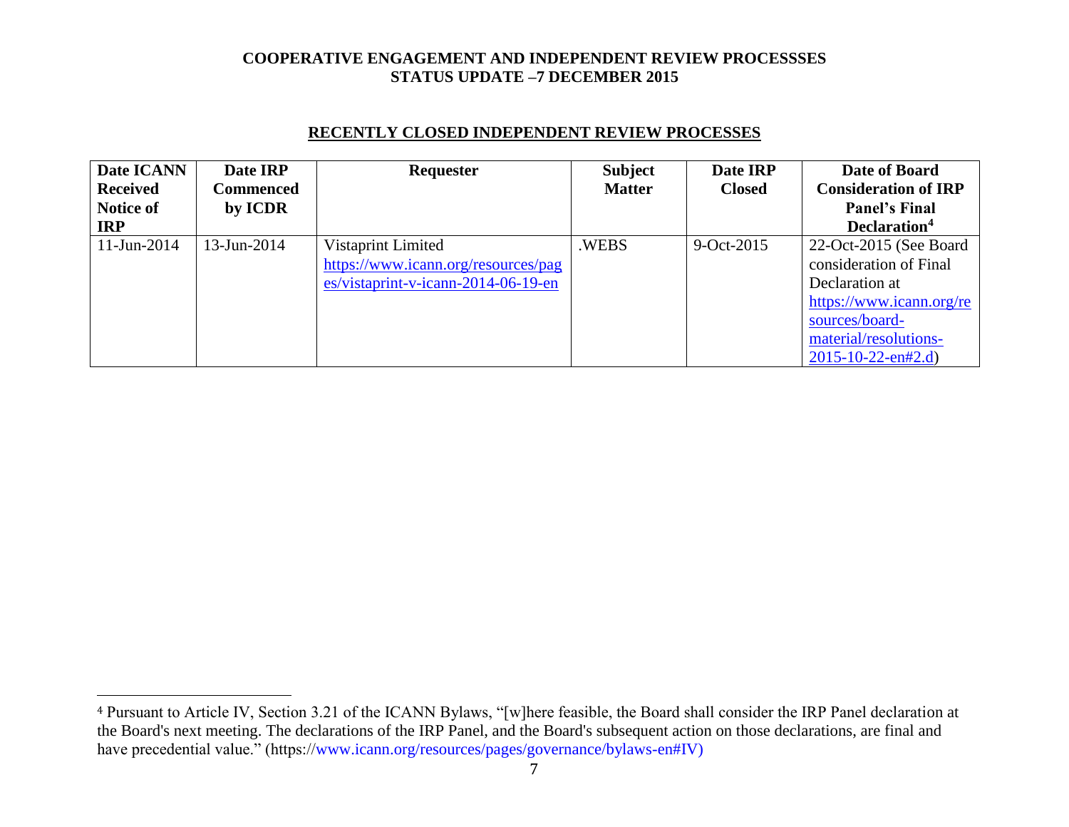# COOPERATIVE ENGAGEMENT AND INDEPENDENT REVIEW PROCESSSES
## STATUS UPDATE –7 DECEMBER 2015

### RECENTLY CLOSED INDEPENDENT REVIEW PROCESSES

| Date ICANN Received Notice of IRP | Date IRP Commenced by ICDR | Requester | Subject Matter | Date IRP Closed | Date of Board Consideration of IRP Panel's Final Declaration[4] |
|---|---|---|---|---|---|
| 11-Jun-2014 | 13-Jun-2014 | Vistaprint Limited https://www.icann.org/resources/pages/vistaprint-v-icann-2014-06-19-en | .WEBS | 9-Oct-2015 | 22-Oct-2015 (See Board consideration of Final Declaration at https://www.icann.org/resources/board-material/resolutions-2015-10-22-en#2.d) |

[4] Pursuant to Article IV, Section 3.21 of the ICANN Bylaws, "[w]here feasible, the Board shall consider the IRP Panel declaration at the Board's next meeting. The declarations of the IRP Panel, and the Board's subsequent action on those declarations, are final and have precedential value." (https://www.icann.org/resources/pages/governance/bylaws-en#IV)